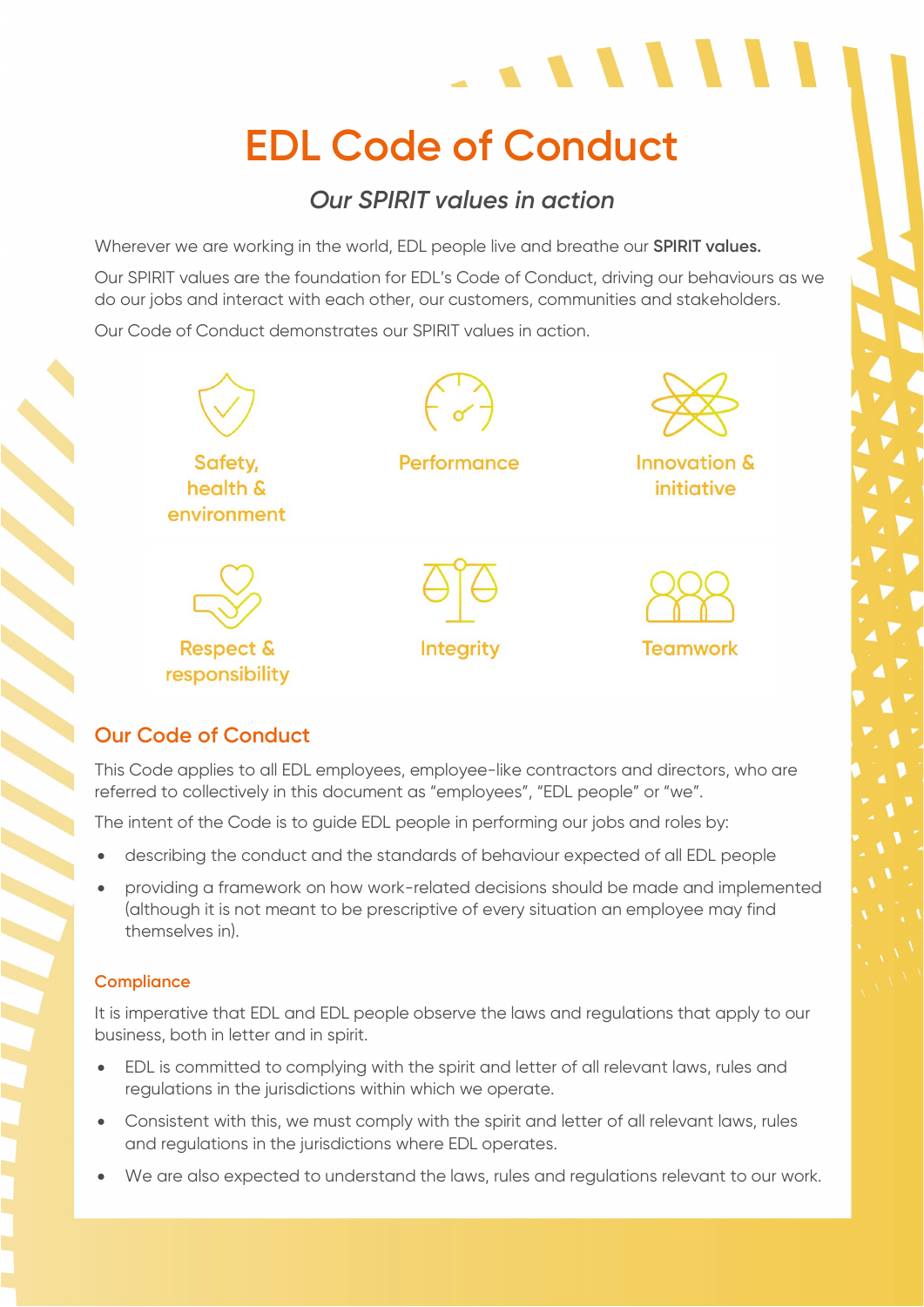# EDL Code of Conduct

## *Our SPIRIT values in action*

Wherever we are working in the world, EDL people live and breathe our **SPIRIT values.**

Our SPIRIT values are the foundation for EDL's Code of Conduct, driving our behaviours as we do our jobs and interact with each other, our customers, communities and stakeholders.

Our Code of Conduct demonstrates our SPIRIT values in action.

- Safety, health & environment
- Performance
- Innovation & initiative
- Respect & responsibility
- Integrity
- Teamwork

## Our Code of Conduct

This Code applies to all EDL employees, employee-like contractors and directors, who are referred to collectively in this document as "employees", "EDL people" or "we".

The intent of the Code is to guide EDL people in performing our jobs and roles by:

- describing the conduct and the standards of behaviour expected of all EDL people
- providing a framework on how work-related decisions should be made and implemented (although it is not meant to be prescriptive of every situation an employee may find themselves in).

### Compliance

It is imperative that EDL and EDL people observe the laws and regulations that apply to our business, both in letter and in spirit.

- EDL is committed to complying with the spirit and letter of all relevant laws, rules and regulations in the jurisdictions within which we operate.
- Consistent with this, we must comply with the spirit and letter of all relevant laws, rules and regulations in the jurisdictions where EDL operates.
- We are also expected to understand the laws, rules and regulations relevant to our work.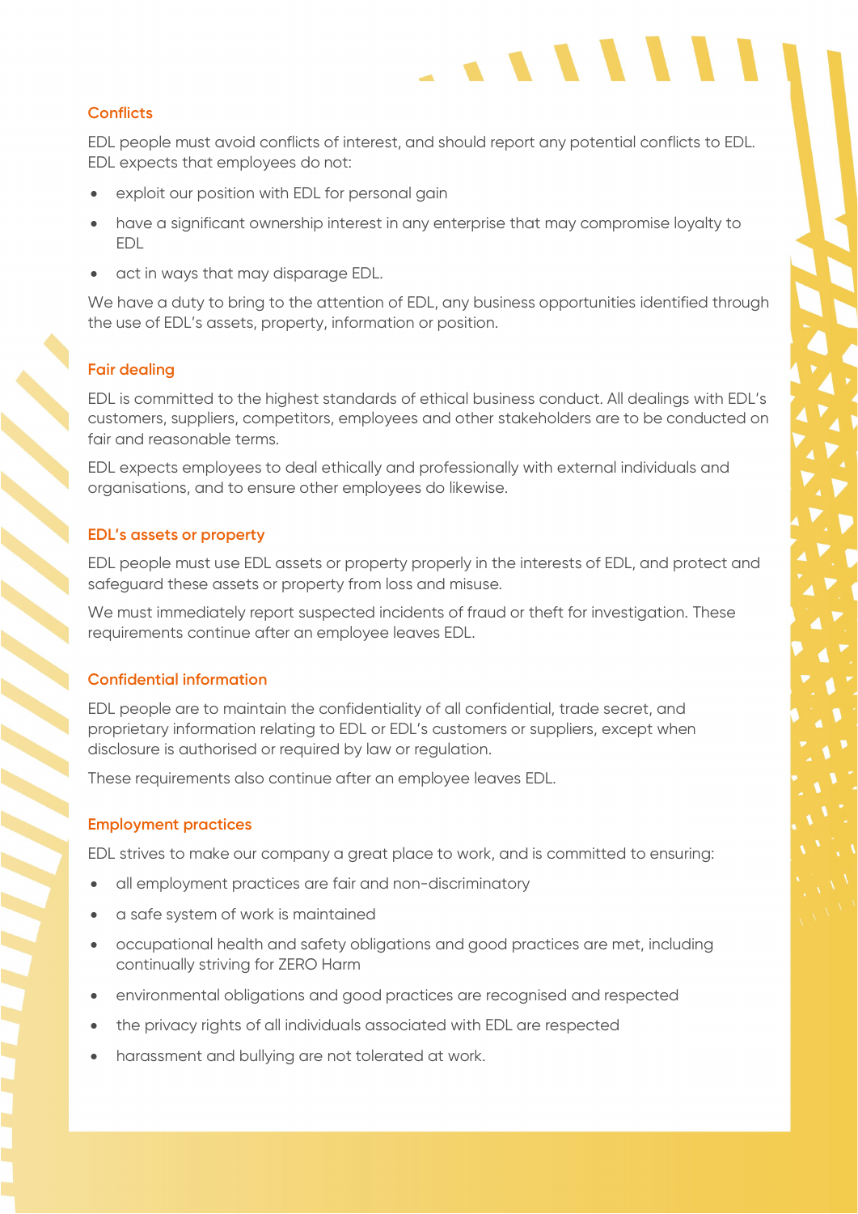## Conflicts

EDL people must avoid conflicts of interest, and should report any potential conflicts to EDL. EDL expects that employees do not:

- exploit our position with EDL for personal gain
- have a significant ownership interest in any enterprise that may compromise loyalty to EDL
- act in ways that may disparage EDL.

We have a duty to bring to the attention of EDL, any business opportunities identified through the use of EDL's assets, property, information or position.

## Fair dealing

EDL is committed to the highest standards of ethical business conduct. All dealings with EDL's customers, suppliers, competitors, employees and other stakeholders are to be conducted on fair and reasonable terms.

EDL expects employees to deal ethically and professionally with external individuals and organisations, and to ensure other employees do likewise.

## EDL's assets or property

EDL people must use EDL assets or property properly in the interests of EDL, and protect and safeguard these assets or property from loss and misuse.

We must immediately report suspected incidents of fraud or theft for investigation. These requirements continue after an employee leaves EDL.

## Confidential information

EDL people are to maintain the confidentiality of all confidential, trade secret, and proprietary information relating to EDL or EDL's customers or suppliers, except when disclosure is authorised or required by law or regulation.

These requirements also continue after an employee leaves EDL.

## Employment practices

EDL strives to make our company a great place to work, and is committed to ensuring:

- all employment practices are fair and non-discriminatory
- a safe system of work is maintained
- occupational health and safety obligations and good practices are met, including continually striving for ZERO Harm
- environmental obligations and good practices are recognised and respected
- the privacy rights of all individuals associated with EDL are respected
- harassment and bullying are not tolerated at work.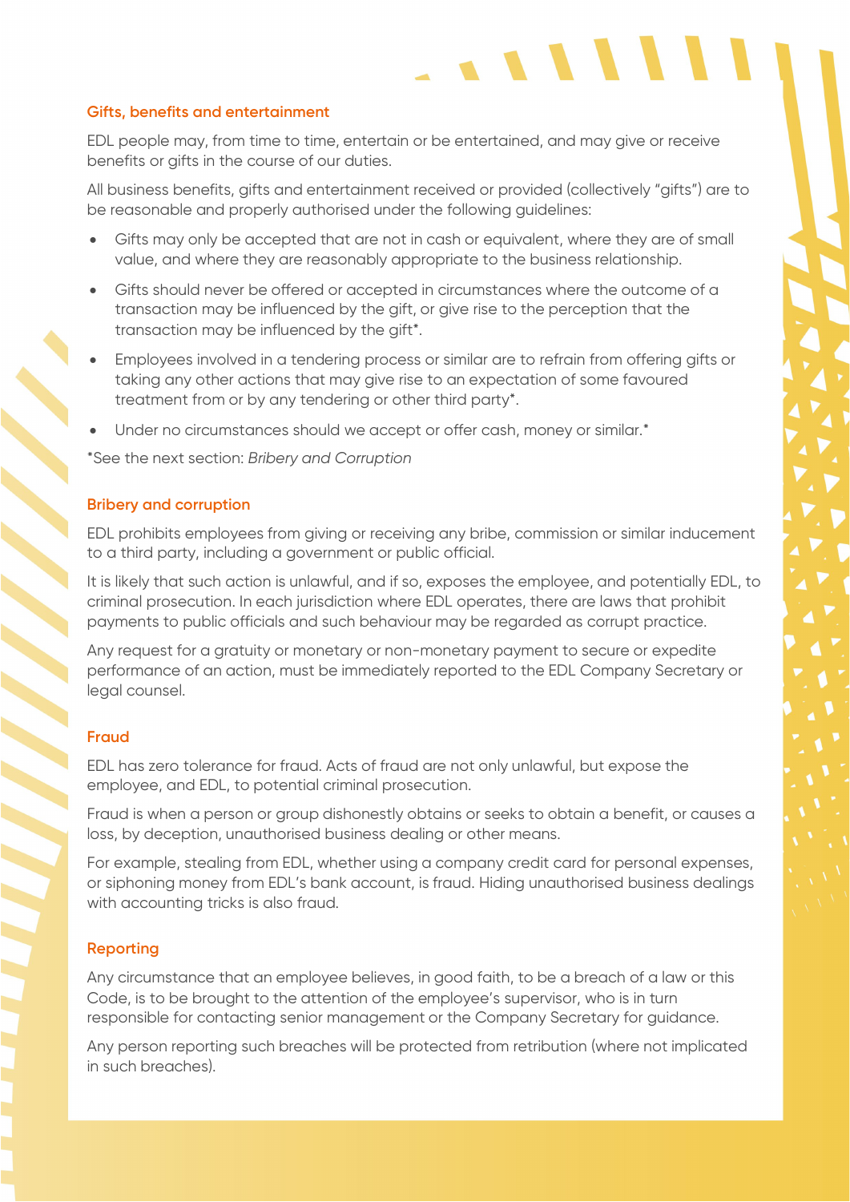### Gifts, benefits and entertainment

EDL people may, from time to time, entertain or be entertained, and may give or receive benefits or gifts in the course of our duties.

All business benefits, gifts and entertainment received or provided (collectively "gifts") are to be reasonable and properly authorised under the following guidelines:

- Gifts may only be accepted that are not in cash or equivalent, where they are of small value, and where they are reasonably appropriate to the business relationship.
- Gifts should never be offered or accepted in circumstances where the outcome of a transaction may be influenced by the gift, or give rise to the perception that the transaction may be influenced by the gift*.
- Employees involved in a tendering process or similar are to refrain from offering gifts or taking any other actions that may give rise to an expectation of some favoured treatment from or by any tendering or other third party*.
- Under no circumstances should we accept or offer cash, money or similar.*

*See the next section: *Bribery and Corruption*

### Bribery and corruption

EDL prohibits employees from giving or receiving any bribe, commission or similar inducement to a third party, including a government or public official.

It is likely that such action is unlawful, and if so, exposes the employee, and potentially EDL, to criminal prosecution. In each jurisdiction where EDL operates, there are laws that prohibit payments to public officials and such behaviour may be regarded as corrupt practice.

Any request for a gratuity or monetary or non-monetary payment to secure or expedite performance of an action, must be immediately reported to the EDL Company Secretary or legal counsel.

### Fraud

EDL has zero tolerance for fraud. Acts of fraud are not only unlawful, but expose the employee, and EDL, to potential criminal prosecution.

Fraud is when a person or group dishonestly obtains or seeks to obtain a benefit, or causes a loss, by deception, unauthorised business dealing or other means.

For example, stealing from EDL, whether using a company credit card for personal expenses, or siphoning money from EDL's bank account, is fraud. Hiding unauthorised business dealings with accounting tricks is also fraud.

### Reporting

Any circumstance that an employee believes, in good faith, to be a breach of a law or this Code, is to be brought to the attention of the employee's supervisor, who is in turn responsible for contacting senior management or the Company Secretary for guidance.

Any person reporting such breaches will be protected from retribution (where not implicated in such breaches).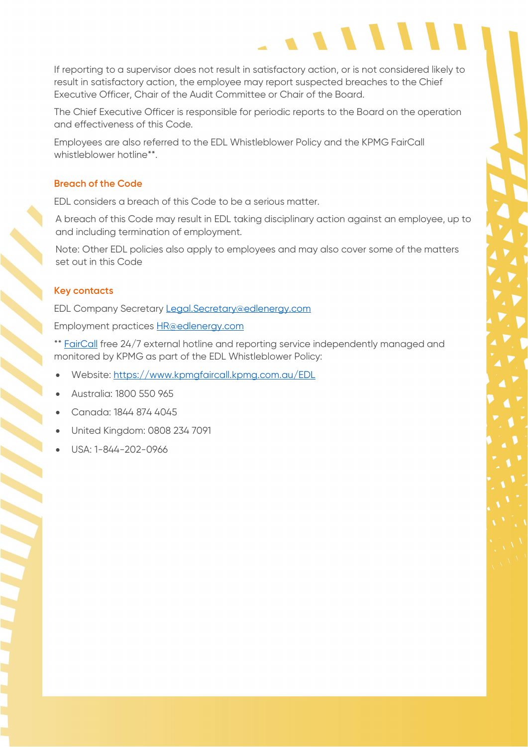If reporting to a supervisor does not result in satisfactory action, or is not considered likely to result in satisfactory action, the employee may report suspected breaches to the Chief Executive Officer, Chair of the Audit Committee or Chair of the Board.

The Chief Executive Officer is responsible for periodic reports to the Board on the operation and effectiveness of this Code.

Employees are also referred to the EDL Whistleblower Policy and the KPMG FairCall whistleblower hotline**.

## Breach of the Code

EDL considers a breach of this Code to be a serious matter.

A breach of this Code may result in EDL taking disciplinary action against an employee, up to and including termination of employment.

Note: Other EDL policies also apply to employees and may also cover some of the matters set out in this Code

## Key contacts

EDL Company Secretary Legal.Secretary@edlenergy.com

Employment practices HR@edlenergy.com

** FairCall free 24/7 external hotline and reporting service independently managed and monitored by KPMG as part of the EDL Whistleblower Policy:

- Website: https://www.kpmgfaircall.kpmg.com.au/EDL
- Australia: 1800 550 965
- Canada: 1844 874 4045
- United Kingdom: 0808 234 7091
- USA: 1-844-202-0966